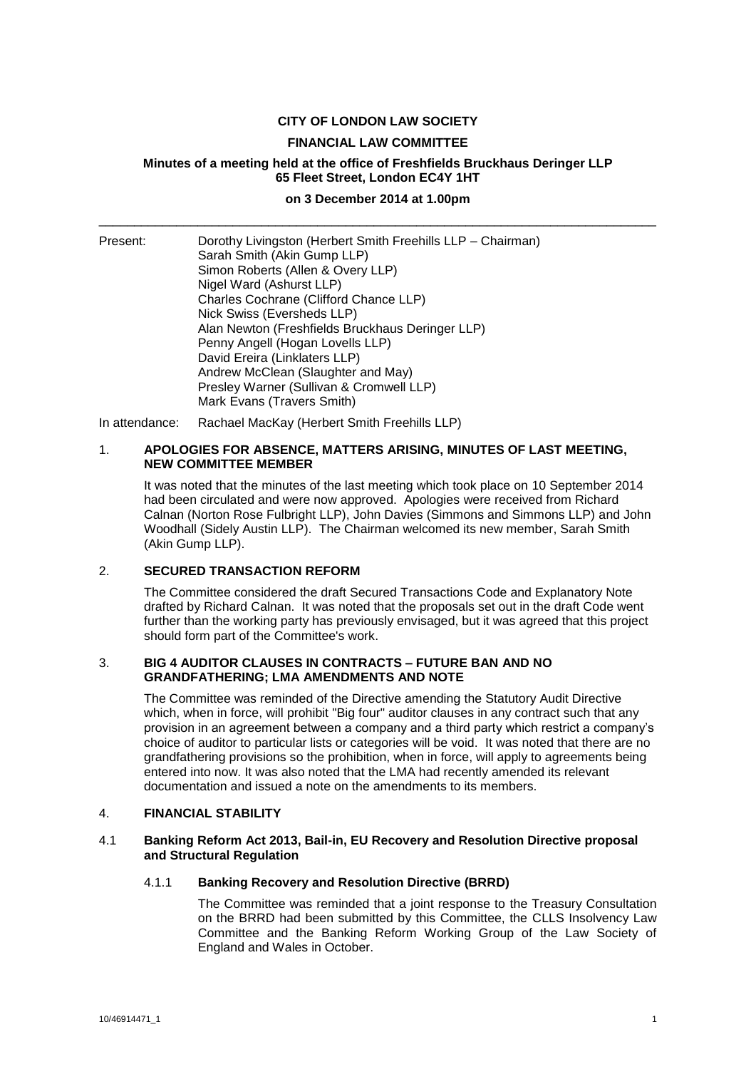**CITY OF LONDON LAW SOCIETY**

**FINANCIAL LAW COMMITTEE**

**Minutes of a meeting held at the office of Freshfields Bruckhaus Deringer LLP**
**65 Fleet Street, London EC4Y 1HT**

**on 3 December 2014 at 1.00pm**

---

Present: Dorothy Livingston (Herbert Smith Freehills LLP – Chairman)
Sarah Smith (Akin Gump LLP)
Simon Roberts (Allen & Overy LLP)
Nigel Ward (Ashurst LLP)
Charles Cochrane (Clifford Chance LLP)
Nick Swiss (Eversheds LLP)
Alan Newton (Freshfields Bruckhaus Deringer LLP)
Penny Angell (Hogan Lovells LLP)
David Ereira (Linklaters LLP)
Andrew McClean (Slaughter and May)
Presley Warner (Sullivan & Cromwell LLP)
Mark Evans (Travers Smith)

In attendance: Rachael MacKay (Herbert Smith Freehills LLP)

1. **APOLOGIES FOR ABSENCE, MATTERS ARISING, MINUTES OF LAST MEETING, NEW COMMITTEE MEMBER**

   It was noted that the minutes of the last meeting which took place on 10 September 2014 had been circulated and were now approved. Apologies were received from Richard Calnan (Norton Rose Fulbright LLP), John Davies (Simmons and Simmons LLP) and John Woodhall (Sidely Austin LLP). The Chairman welcomed its new member, Sarah Smith (Akin Gump LLP).

2. **SECURED TRANSACTION REFORM**

   The Committee considered the draft Secured Transactions Code and Explanatory Note drafted by Richard Calnan. It was noted that the proposals set out in the draft Code went further than the working party has previously envisaged, but it was agreed that this project should form part of the Committee's work.

3. **BIG 4 AUDITOR CLAUSES IN CONTRACTS – FUTURE BAN AND NO GRANDFATHERING; LMA AMENDMENTS AND NOTE**

   The Committee was reminded of the Directive amending the Statutory Audit Directive which, when in force, will prohibit "Big four" auditor clauses in any contract such that any provision in an agreement between a company and a third party which restrict a company's choice of auditor to particular lists or categories will be void. It was noted that there are no grandfathering provisions so the prohibition, when in force, will apply to agreements being entered into now. It was also noted that the LMA had recently amended its relevant documentation and issued a note on the amendments to its members.

4. **FINANCIAL STABILITY**

4.1 **Banking Reform Act 2013, Bail-in, EU Recovery and Resolution Directive proposal and Structural Regulation**

4.1.1 **Banking Recovery and Resolution Directive (BRRD)**

The Committee was reminded that a joint response to the Treasury Consultation on the BRRD had been submitted by this Committee, the CLLS Insolvency Law Committee and the Banking Reform Working Group of the Law Society of England and Wales in October.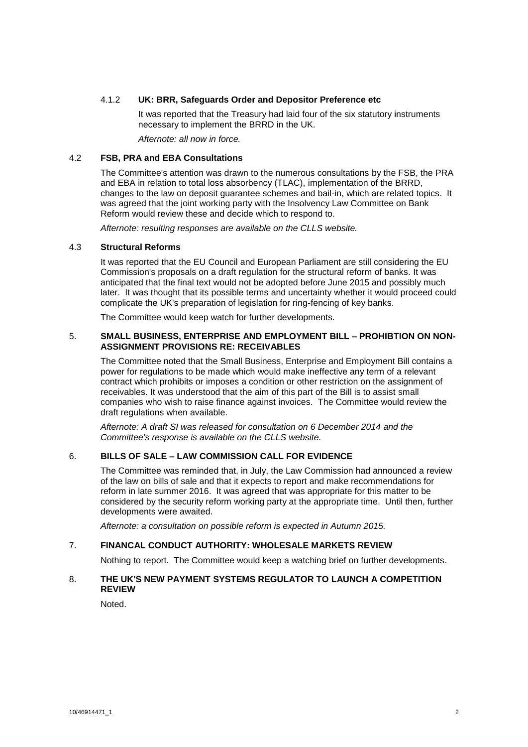#### 4.1.2 UK: BRR, Safeguards Order and Depositor Preference etc

It was reported that the Treasury had laid four of the six statutory instruments necessary to implement the BRRD in the UK.

*Afternote: all now in force.*

### 4.2 FSB, PRA and EBA Consultations

The Committee's attention was drawn to the numerous consultations by the FSB, the PRA and EBA in relation to total loss absorbency (TLAC), implementation of the BRRD, changes to the law on deposit guarantee schemes and bail-in, which are related topics. It was agreed that the joint working party with the Insolvency Law Committee on Bank Reform would review these and decide which to respond to.

*Afternote: resulting responses are available on the CLLS website.*

### 4.3 Structural Reforms

It was reported that the EU Council and European Parliament are still considering the EU Commission's proposals on a draft regulation for the structural reform of banks. It was anticipated that the final text would not be adopted before June 2015 and possibly much later. It was thought that its possible terms and uncertainty whether it would proceed could complicate the UK's preparation of legislation for ring-fencing of key banks.

The Committee would keep watch for further developments.

## 5. SMALL BUSINESS, ENTERPRISE AND EMPLOYMENT BILL – PROHIBTION ON NON-ASSIGNMENT PROVISIONS RE: RECEIVABLES

The Committee noted that the Small Business, Enterprise and Employment Bill contains a power for regulations to be made which would make ineffective any term of a relevant contract which prohibits or imposes a condition or other restriction on the assignment of receivables. It was understood that the aim of this part of the Bill is to assist small companies who wish to raise finance against invoices. The Committee would review the draft regulations when available.

*Afternote: A draft SI was released for consultation on 6 December 2014 and the Committee's response is available on the CLLS website.*

## 6. BILLS OF SALE – LAW COMMISSION CALL FOR EVIDENCE

The Committee was reminded that, in July, the Law Commission had announced a review of the law on bills of sale and that it expects to report and make recommendations for reform in late summer 2016. It was agreed that was appropriate for this matter to be considered by the security reform working party at the appropriate time. Until then, further developments were awaited.

*Afternote: a consultation on possible reform is expected in Autumn 2015.*

## 7. FINANCAL CONDUCT AUTHORITY: WHOLESALE MARKETS REVIEW

Nothing to report. The Committee would keep a watching brief on further developments.

## 8. THE UK'S NEW PAYMENT SYSTEMS REGULATOR TO LAUNCH A COMPETITION REVIEW

Noted.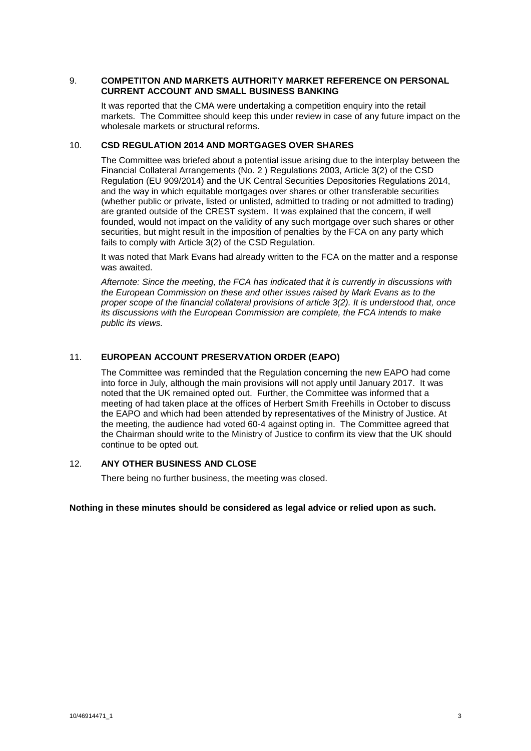9. **COMPETITON AND MARKETS AUTHORITY MARKET REFERENCE ON PERSONAL CURRENT ACCOUNT AND SMALL BUSINESS BANKING**

   It was reported that the CMA were undertaking a competition enquiry into the retail markets. The Committee should keep this under review in case of any future impact on the wholesale markets or structural reforms.

10. **CSD REGULATION 2014 AND MORTGAGES OVER SHARES**

   The Committee was briefed about a potential issue arising due to the interplay between the Financial Collateral Arrangements (No. 2 ) Regulations 2003, Article 3(2) of the CSD Regulation (EU 909/2014) and the UK Central Securities Depositories Regulations 2014, and the way in which equitable mortgages over shares or other transferable securities (whether public or private, listed or unlisted, admitted to trading or not admitted to trading) are granted outside of the CREST system. It was explained that the concern, if well founded, would not impact on the validity of any such mortgage over such shares or other securities, but might result in the imposition of penalties by the FCA on any party which fails to comply with Article 3(2) of the CSD Regulation.

   It was noted that Mark Evans had already written to the FCA on the matter and a response was awaited.

   *Afternote: Since the meeting, the FCA has indicated that it is currently in discussions with the European Commission on these and other issues raised by Mark Evans as to the proper scope of the financial collateral provisions of article 3(2). It is understood that, once its discussions with the European Commission are complete, the FCA intends to make public its views.*

11. **EUROPEAN ACCOUNT PRESERVATION ORDER (EAPO)**

   The Committee was reminded that the Regulation concerning the new EAPO had come into force in July, although the main provisions will not apply until January 2017. It was noted that the UK remained opted out. Further, the Committee was informed that a meeting of had taken place at the offices of Herbert Smith Freehills in October to discuss the EAPO and which had been attended by representatives of the Ministry of Justice. At the meeting, the audience had voted 60-4 against opting in. The Committee agreed that the Chairman should write to the Ministry of Justice to confirm its view that the UK should continue to be opted out.

12. **ANY OTHER BUSINESS AND CLOSE**

   There being no further business, the meeting was closed.

**Nothing in these minutes should be considered as legal advice or relied upon as such.**